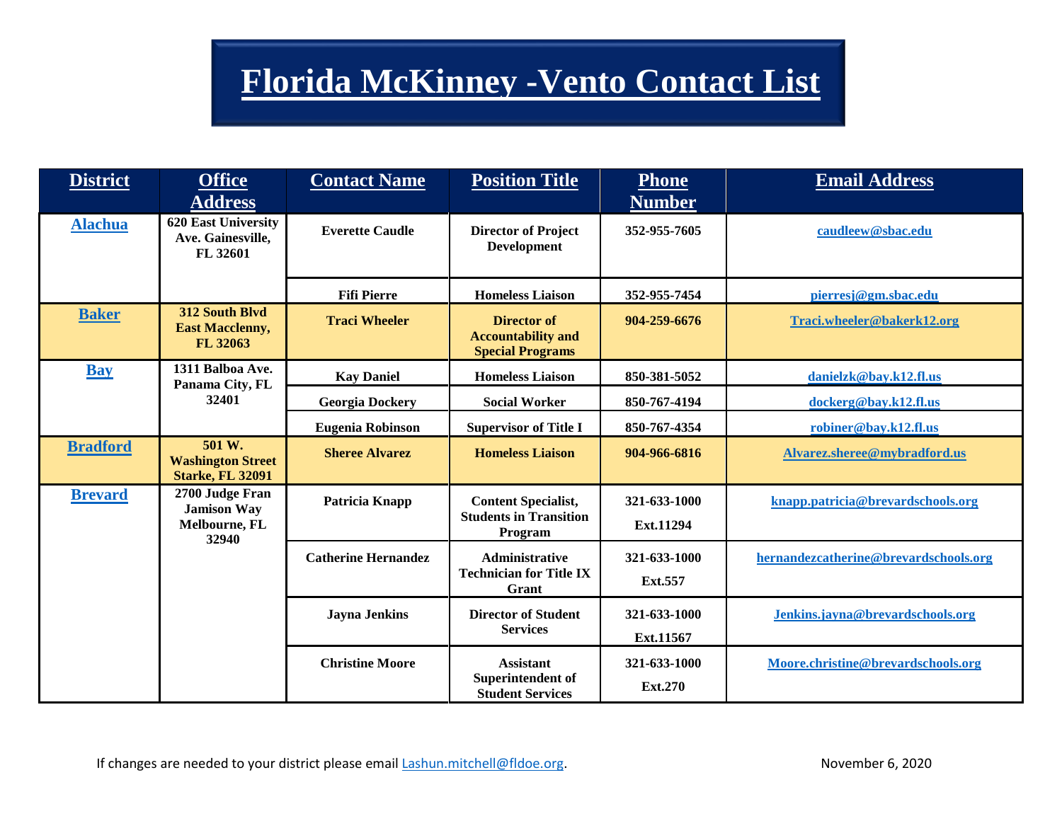# Florida McKinney -Vento Contact List

| District | Office Address | Contact Name | Position Title | Phone Number | Email Address |
|---|---|---|---|---|---|
| Alachua | 620 East University Ave. Gainesville, FL 32601 | Everette Caudle | Director of Project Development | 352-955-7605 | caudleew@sbac.edu |
| | | Fifi Pierre | Homeless Liaison | 352-955-7454 | pierresj@gm.sbac.edu |
| Baker | 312 South Blvd East Macclenny, FL 32063 | Traci Wheeler | Director of Accountability and Special Programs | 904-259-6676 | Traci.wheeler@bakerk12.org |
| Bay | 1311 Balboa Ave. Panama City, FL 32401 | Kay Daniel | Homeless Liaison | 850-381-5052 | danielzk@bay.k12.fl.us |
| | | Georgia Dockery | Social Worker | 850-767-4194 | dockerg@bay.k12.fl.us |
| | | Eugenia Robinson | Supervisor of Title I | 850-767-4354 | robiner@bay.k12.fl.us |
| Bradford | 501 W. Washington Street Starke, FL 32091 | Sheree Alvarez | Homeless Liaison | 904-966-6816 | Alvarez.sheree@mybradford.us |
| Brevard | 2700 Judge Fran Jamison Way Melbourne, FL 32940 | Patricia Knapp | Content Specialist, Students in Transition Program | 321-633-1000 Ext.11294 | knapp.patricia@brevardschools.org |
| | | Catherine Hernandez | Administrative Technician for Title IX Grant | 321-633-1000 Ext.557 | hernandezcatherine@brevardschools.org |
| | | Jayna Jenkins | Director of Student Services | 321-633-1000 Ext.11567 | Jenkins.jayna@brevardschools.org |
| | | Christine Moore | Assistant Superintendent of Student Services | 321-633-1000 Ext.270 | Moore.christine@brevardschools.org |

If changes are needed to your district please email Lashun.mitchell@fldoe.org.

November 6, 2020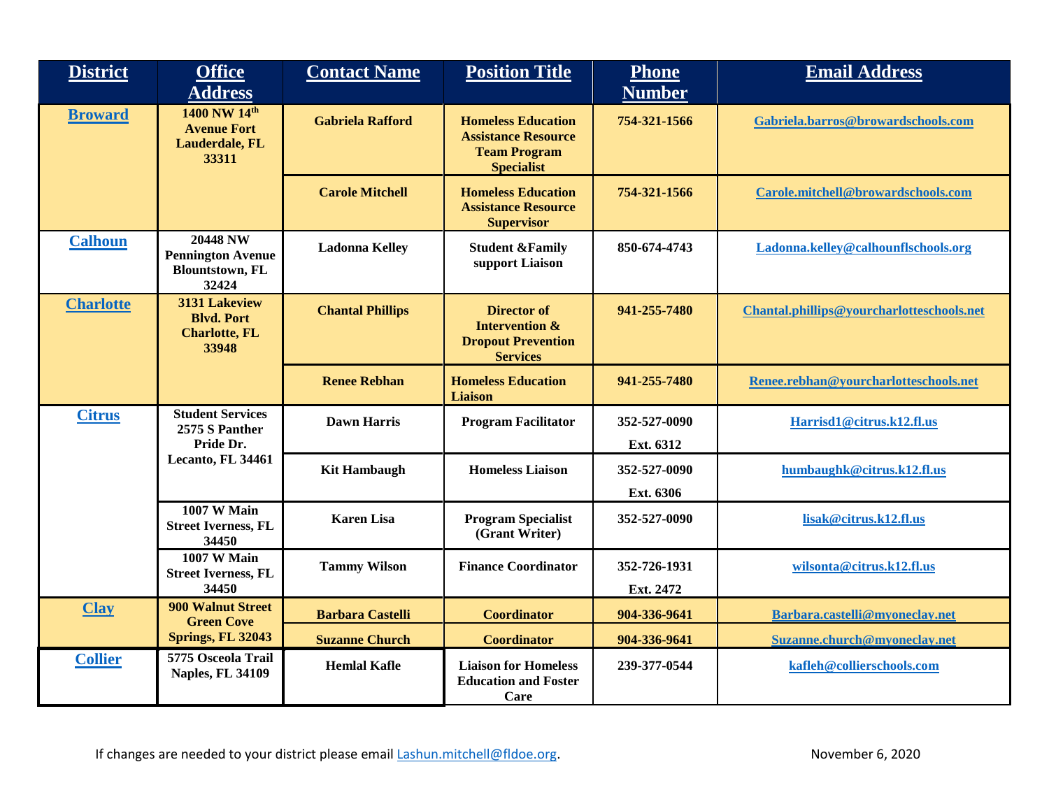| District | Office Address | Contact Name | Position Title | Phone Number | Email Address |
|---|---|---|---|---|---|
| Broward | 1400 NW 14th Avenue Fort Lauderdale, FL 33311 | Gabriela Rafford | Homeless Education Assistance Resource Team Program Specialist | 754-321-1566 | Gabriela.barros@browardschools.com |
| | | Carole Mitchell | Homeless Education Assistance Resource Supervisor | 754-321-1566 | Carole.mitchell@browardschools.com |
| Calhoun | 20448 NW Pennington Avenue Blountstown, FL 32424 | Ladonna Kelley | Student &Family support Liaison | 850-674-4743 | Ladonna.kelley@calhounflschools.org |
| Charlotte | 3131 Lakeview Blvd. Port Charlotte, FL 33948 | Chantal Phillips | Director of Intervention & Dropout Prevention Services | 941-255-7480 | Chantal.phillips@yourcharlotteschools.net |
| | | Renee Rebhan | Homeless Education Liaison | 941-255-7480 | Renee.rebhan@yourcharlotteschools.net |
| Citrus | Student Services 2575 S Panther Pride Dr. Lecanto, FL 34461 | Dawn Harris | Program Facilitator | 352-527-0090 Ext. 6312 | Harrisd1@citrus.k12.fl.us |
| | | Kit Hambaugh | Homeless Liaison | 352-527-0090 Ext. 6306 | humbaughk@citrus.k12.fl.us |
| | 1007 W Main Street Iverness, FL 34450 | Karen Lisa | Program Specialist (Grant Writer) | 352-527-0090 | lisak@citrus.k12.fl.us |
| | 1007 W Main Street Iverness, FL 34450 | Tammy Wilson | Finance Coordinator | 352-726-1931 Ext. 2472 | wilsonta@citrus.k12.fl.us |
| Clay | 900 Walnut Street Green Cove Springs, FL 32043 | Barbara Castelli | Coordinator | 904-336-9641 | Barbara.castelli@myoneclay.net |
| | | Suzanne Church | Coordinator | 904-336-9641 | Suzanne.church@myoneclay.net |
| Collier | 5775 Osceola Trail Naples, FL 34109 | Hemlal Kafle | Liaison for Homeless Education and Foster Care | 239-377-0544 | kafleh@collierschools.com |

If changes are needed to your district please email Lashun.mitchell@fldoe.org.

November 6, 2020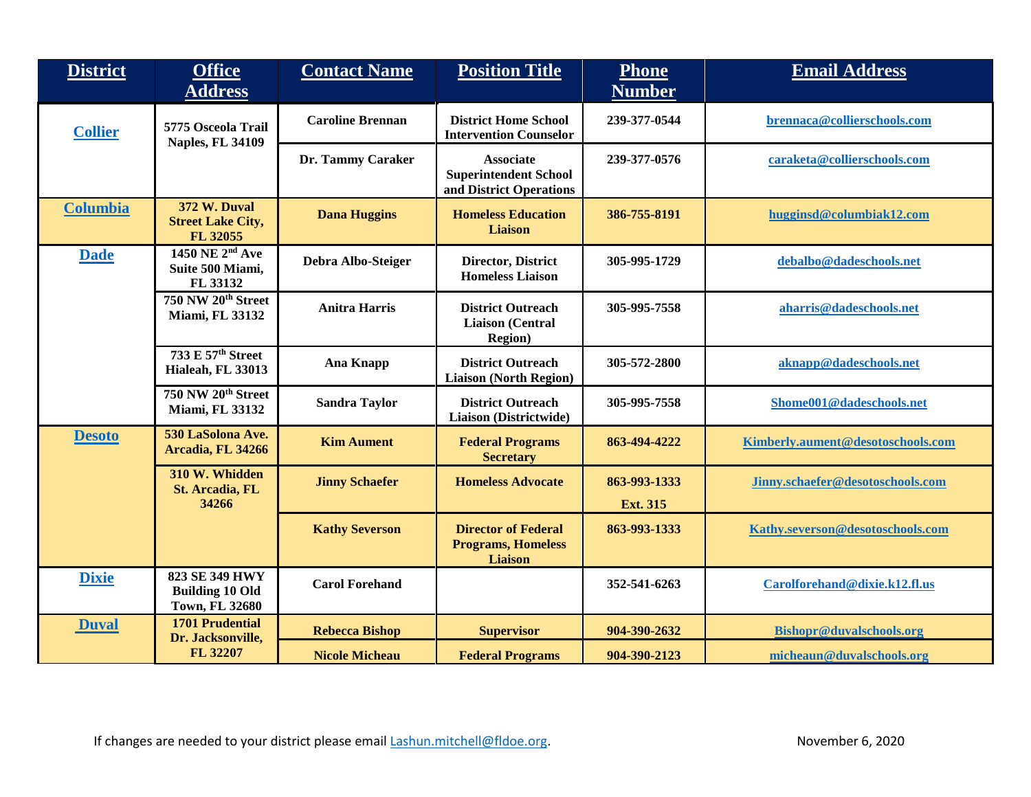| District | Office Address | Contact Name | Position Title | Phone Number | Email Address |
|---|---|---|---|---|---|
| Collier | 5775 Osceola Trail Naples, FL 34109 | Caroline Brennan | District Home School Intervention Counselor | 239-377-0544 | brennaca@collierschools.com |
| | | Dr. Tammy Caraker | Associate Superintendent School and District Operations | 239-377-0576 | caraketa@collierschools.com |
| Columbia | 372 W. Duval Street Lake City, FL 32055 | Dana Huggins | Homeless Education Liaison | 386-755-8191 | hugginsd@columbiak12.com |
| Dade | 1450 NE 2nd Ave Suite 500 Miami, FL 33132 | Debra Albo-Steiger | Director, District Homeless Liaison | 305-995-1729 | debalbo@dadeschools.net |
| | 750 NW 20th Street Miami, FL 33132 | Anitra Harris | District Outreach Liaison (Central Region) | 305-995-7558 | aharris@dadeschools.net |
| | 733 E 57th Street Hialeah, FL 33013 | Ana Knapp | District Outreach Liaison (North Region) | 305-572-2800 | aknapp@dadeschools.net |
| | 750 NW 20th Street Miami, FL 33132 | Sandra Taylor | District Outreach Liaison (Districtwide) | 305-995-7558 | Shome001@dadeschools.net |
| Desoto | 530 LaSolona Ave. Arcadia, FL 34266 | Kim Aument | Federal Programs Secretary | 863-494-4222 | Kimberly.aument@desotoschools.com |
| | 310 W. Whidden St. Arcadia, FL 34266 | Jinny Schaefer | Homeless Advocate | 863-993-1333 Ext. 315 | Jinny.schaefer@desotoschools.com |
| | | Kathy Severson | Director of Federal Programs, Homeless Liaison | 863-993-1333 | Kathy.severson@desotoschools.com |
| Dixie | 823 SE 349 HWY Building 10 Old Town, FL 32680 | Carol Forehand | | 352-541-6263 | Carolforehand@dixie.k12.fl.us |
| Duval | 1701 Prudential Dr. Jacksonville, FL 32207 | Rebecca Bishop | Supervisor | 904-390-2632 | Bishopr@duvalschools.org |
| | | Nicole Micheau | Federal Programs | 904-390-2123 | micheaun@duvalschools.org |

If changes are needed to your district please email Lashun.mitchell@fldoe.org.

November 6, 2020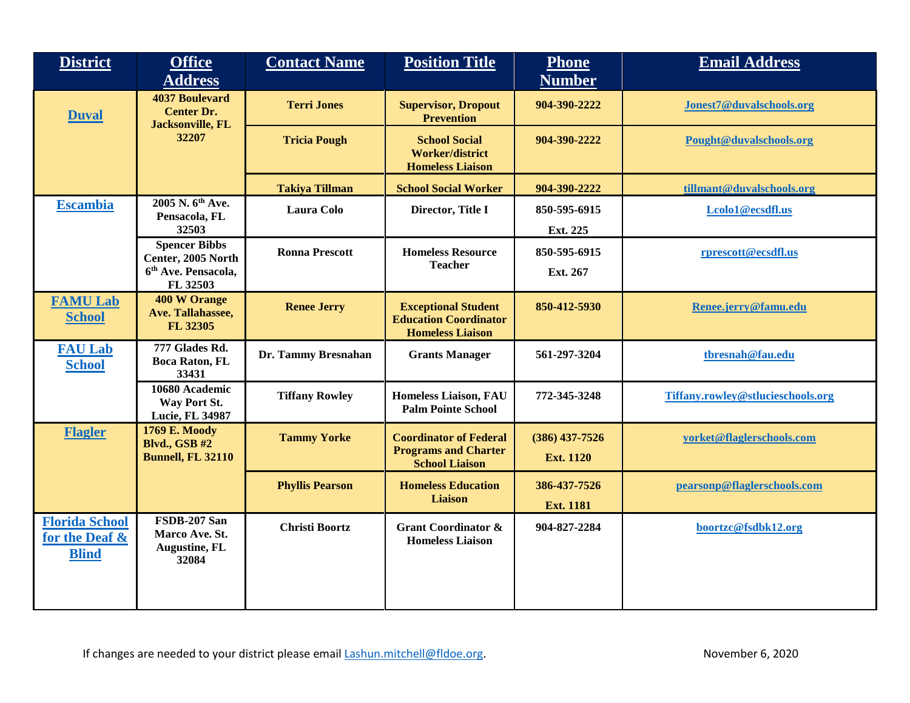| District | Office Address | Contact Name | Position Title | Phone Number | Email Address |
| --- | --- | --- | --- | --- | --- |
| Duval | 4037 Boulevard Center Dr. Jacksonville, FL 32207 | Terri Jones | Supervisor, Dropout Prevention | 904-390-2222 | Jonest7@duvalschools.org |
| | | Tricia Pough | School Social Worker/district Homeless Liaison | 904-390-2222 | Pought@duvalschools.org |
| | | Takiya Tillman | School Social Worker | 904-390-2222 | tillmant@duvalschools.org |
| Escambia | 2005 N. 6th Ave. Pensacola, FL 32503 | Laura Colo | Director, Title I | 850-595-6915 Ext. 225 | Lcolo1@ecsdfl.us |
| | Spencer Bibbs Center, 2005 North 6th Ave. Pensacola, FL 32503 | Ronna Prescott | Homeless Resource Teacher | 850-595-6915 Ext. 267 | rprescott@ecsdfl.us |
| FAMU Lab School | 400 W Orange Ave. Tallahassee, FL 32305 | Renee Jerry | Exceptional Student Education Coordinator Homeless Liaison | 850-412-5930 | Renee.jerry@famu.edu |
| FAU Lab School | 777 Glades Rd. Boca Raton, FL 33431 | Dr. Tammy Bresnahan | Grants Manager | 561-297-3204 | tbresnah@fau.edu |
| | 10680 Academic Way Port St. Lucie, FL 34987 | Tiffany Rowley | Homeless Liaison, FAU Palm Pointe School | 772-345-3248 | Tiffany.rowley@stlucieschools.org |
| Flagler | 1769 E. Moody Blvd., GSB #2 Bunnell, FL 32110 | Tammy Yorke | Coordinator of Federal Programs and Charter School Liaison | (386) 437-7526 Ext. 1120 | yorket@flaglerschools.com |
| | | Phyllis Pearson | Homeless Education Liaison | 386-437-7526 Ext. 1181 | pearsonp@flaglerschools.com |
| Florida School for the Deaf & Blind | FSDB-207 San Marco Ave. St. Augustine, FL 32084 | Christi Boortz | Grant Coordinator & Homeless Liaison | 904-827-2284 | boortzc@fsdbk12.org |

If changes are needed to your district please email Lashun.mitchell@fldoe.org.

November 6, 2020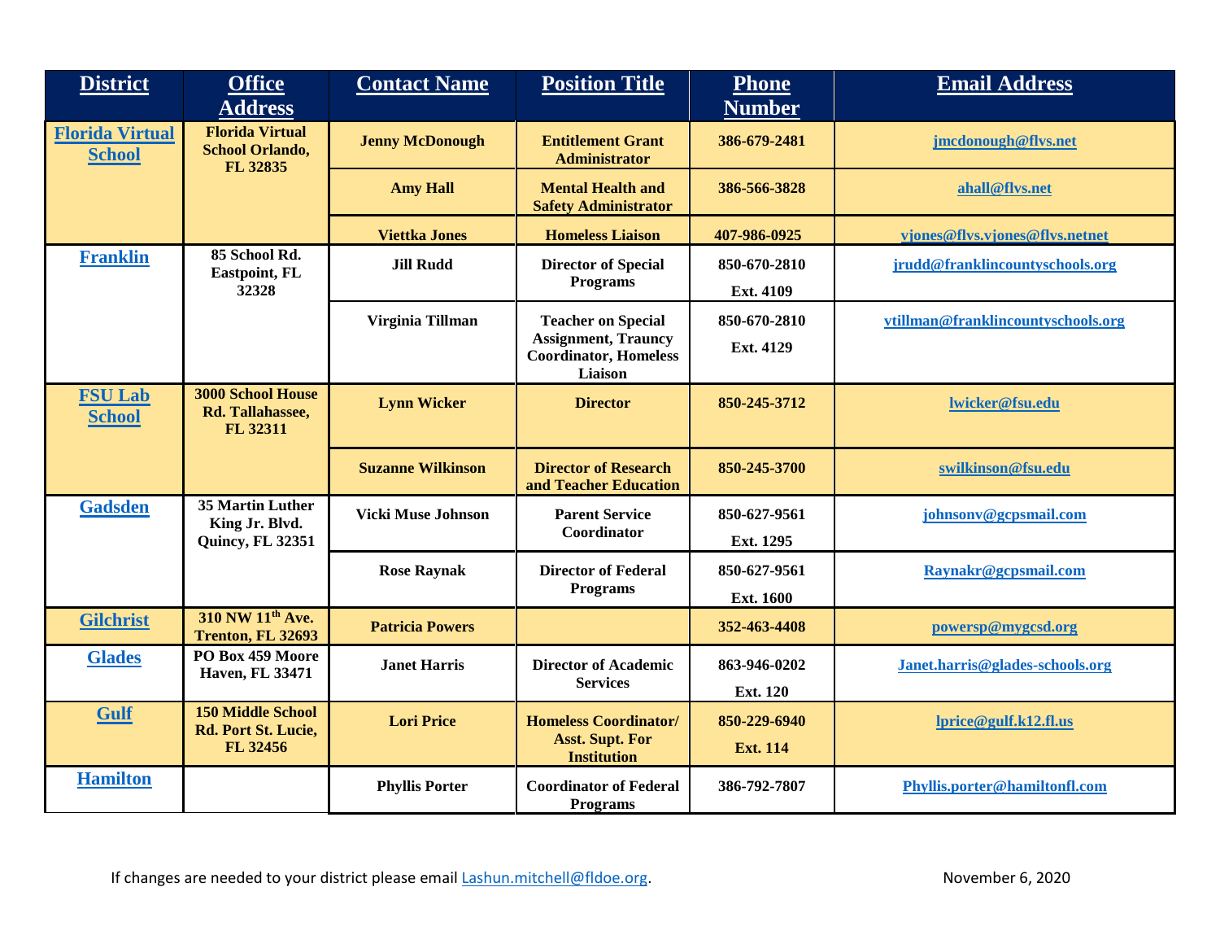| District | Office Address | Contact Name | Position Title | Phone Number | Email Address |
|---|---|---|---|---|---|
| Florida Virtual School | Florida Virtual School Orlando, FL 32835 | Jenny McDonough | Entitlement Grant Administrator | 386-679-2481 | jmcdonough@flvs.net |
| | | Amy Hall | Mental Health and Safety Administrator | 386-566-3828 | ahall@flvs.net |
| | | Viettka Jones | Homeless Liaison | 407-986-0925 | vjones@flvs.vjones@flvs.netnet |
| Franklin | 85 School Rd. Eastpoint, FL 32328 | Jill Rudd | Director of Special Programs | 850-670-2810 Ext. 4109 | jrudd@franklincountyschools.org |
| | | Virginia Tillman | Teacher on Special Assignment, Truancy Coordinator, Homeless Liaison | 850-670-2810 Ext. 4129 | vtillman@franklincountyschools.org |
| FSU Lab School | 3000 School House Rd. Tallahassee, FL 32311 | Lynn Wicker | Director | 850-245-3712 | lwicker@fsu.edu |
| | | Suzanne Wilkinson | Director of Research and Teacher Education | 850-245-3700 | swilkinson@fsu.edu |
| Gadsden | 35 Martin Luther King Jr. Blvd. Quincy, FL 32351 | Vicki Muse Johnson | Parent Service Coordinator | 850-627-9561 Ext. 1295 | johnsonv@gcpsmail.com |
| | | Rose Raynak | Director of Federal Programs | 850-627-9561 Ext. 1600 | Raynakr@gcpsmail.com |
| Gilchrist | 310 NW 11th Ave. Trenton, FL 32693 | Patricia Powers | | 352-463-4408 | powersp@mygcsd.org |
| Glades | PO Box 459 Moore Haven, FL 33471 | Janet Harris | Director of Academic Services | 863-946-0202 Ext. 120 | Janet.harris@glades-schools.org |
| Gulf | 150 Middle School Rd. Port St. Lucie, FL 32456 | Lori Price | Homeless Coordinator/ Asst. Supt. For Institution | 850-229-6940 Ext. 114 | lprice@gulf.k12.fl.us |
| Hamilton | | Phyllis Porter | Coordinator of Federal Programs | 386-792-7807 | Phyllis.porter@hamiltonfl.com |

If changes are needed to your district please email Lashun.mitchell@fldoe.org.

November 6, 2020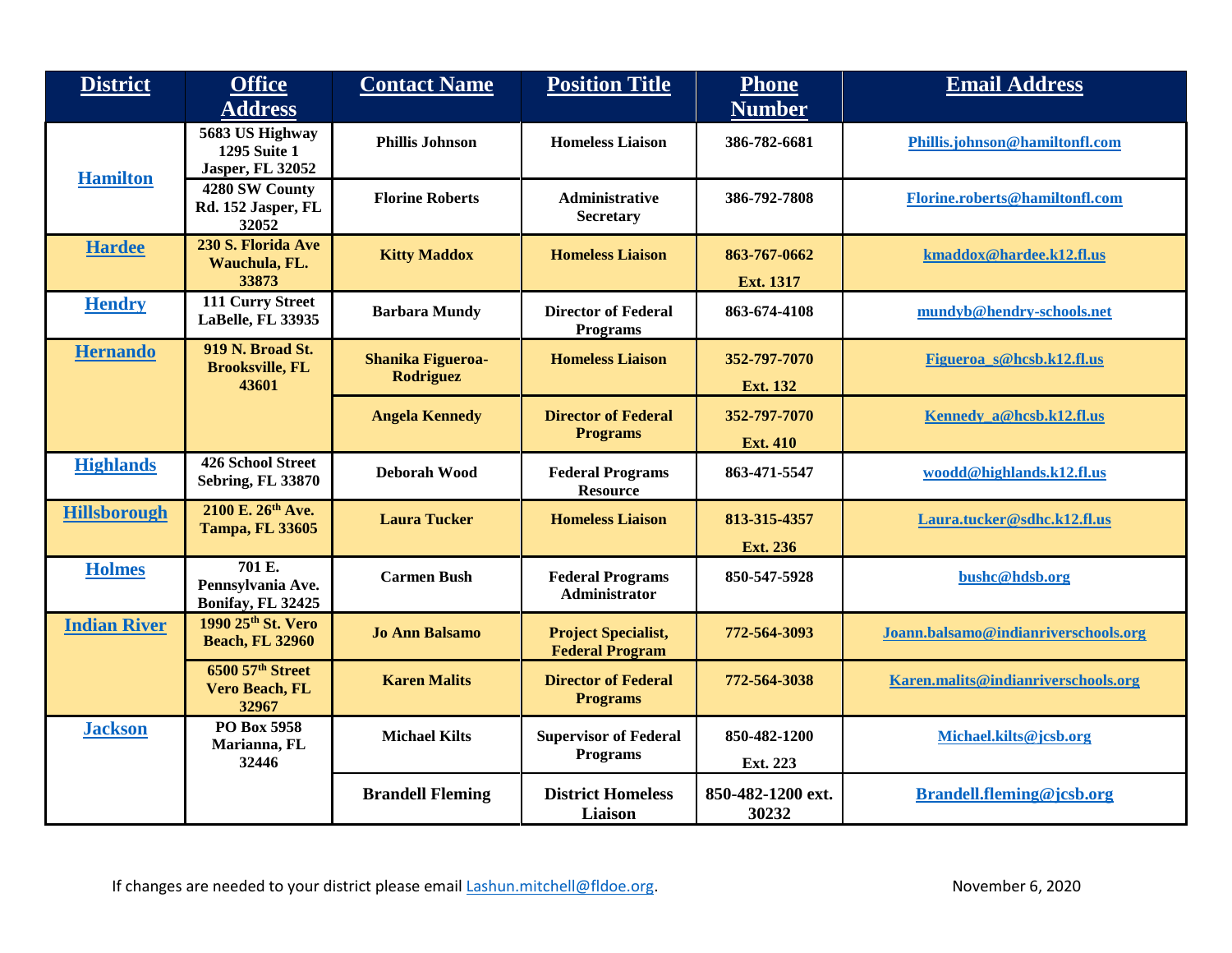| District | Office Address | Contact Name | Position Title | Phone Number | Email Address |
|---|---|---|---|---|---|
| Hamilton | 5683 US Highway 1295 Suite 1 Jasper, FL 32052 | Phillis Johnson | Homeless Liaison | 386-782-6681 | Phillis.johnson@hamiltonfl.com |
| | 4280 SW County Rd. 152 Jasper, FL 32052 | Florine Roberts | Administrative Secretary | 386-792-7808 | Florine.roberts@hamiltonfl.com |
| Hardee | 230 S. Florida Ave Wauchula, FL. 33873 | Kitty Maddox | Homeless Liaison | 863-767-0662 Ext. 1317 | kmaddox@hardee.k12.fl.us |
| Hendry | 111 Curry Street LaBelle, FL 33935 | Barbara Mundy | Director of Federal Programs | 863-674-4108 | mundyb@hendry-schools.net |
| Hernando | 919 N. Broad St. Brooksville, FL 43601 | Shanika Figueroa-Rodriguez | Homeless Liaison | 352-797-7070 Ext. 132 | Figueroa_s@hcsb.k12.fl.us |
| | | Angela Kennedy | Director of Federal Programs | 352-797-7070 Ext. 410 | Kennedy_a@hcsb.k12.fl.us |
| Highlands | 426 School Street Sebring, FL 33870 | Deborah Wood | Federal Programs Resource | 863-471-5547 | woodd@highlands.k12.fl.us |
| Hillsborough | 2100 E. 26th Ave. Tampa, FL 33605 | Laura Tucker | Homeless Liaison | 813-315-4357 Ext. 236 | Laura.tucker@sdhc.k12.fl.us |
| Holmes | 701 E. Pennsylvania Ave. Bonifay, FL 32425 | Carmen Bush | Federal Programs Administrator | 850-547-5928 | bushc@hdsb.org |
| Indian River | 1990 25th St. Vero Beach, FL 32960 | Jo Ann Balsamo | Project Specialist, Federal Program | 772-564-3093 | Joann.balsamo@indianriverschools.org |
| | 6500 57th Street Vero Beach, FL 32967 | Karen Malits | Director of Federal Programs | 772-564-3038 | Karen.malits@indianriverschools.org |
| Jackson | PO Box 5958 Marianna, FL 32446 | Michael Kilts | Supervisor of Federal Programs | 850-482-1200 Ext. 223 | Michael.kilts@jcsb.org |
| | | Brandell Fleming | District Homeless Liaison | 850-482-1200 ext. 30232 | Brandell.fleming@jcsb.org |

If changes are needed to your district please email Lashun.mitchell@fldoe.org. November 6, 2020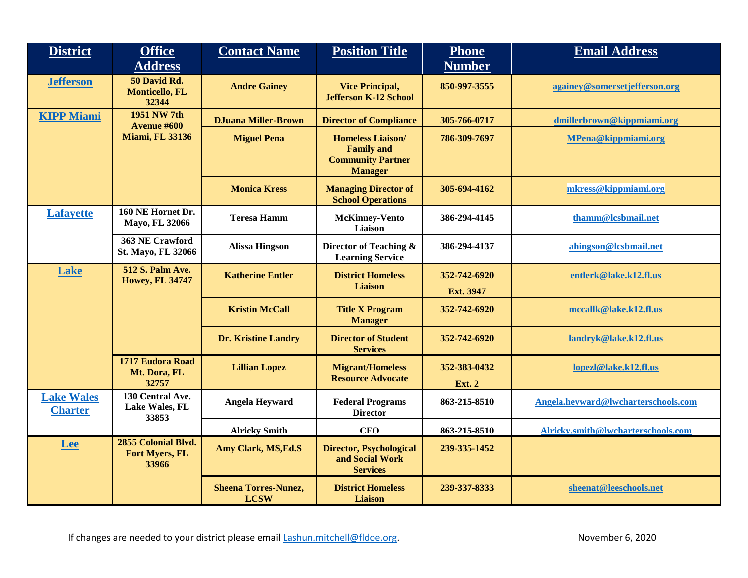| District | Office Address | Contact Name | Position Title | Phone Number | Email Address |
|---|---|---|---|---|---|
| Jefferson | 50 David Rd. Monticello, FL 32344 | Andre Gainey | Vice Principal, Jefferson K-12 School | 850-997-3555 | againey@somersetjefferson.org |
| KIPP Miami | 1951 NW 7th Avenue #600 Miami, FL 33136 | DJuana Miller-Brown | Director of Compliance | 305-766-0717 | dmillerbrown@kippmiami.org |
| | | Miguel Pena | Homeless Liaison/ Family and Community Partner Manager | 786-309-7697 | MPena@kippmiami.org |
| | | Monica Kress | Managing Director of School Operations | 305-694-4162 | mkress@kippmiami.org |
| Lafayette | 160 NE Hornet Dr. Mayo, FL 32066 | Teresa Hamm | McKinney-Vento Liaison | 386-294-4145 | thamm@lcsbmail.net |
| | 363 NE Crawford St. Mayo, FL 32066 | Alissa Hingson | Director of Teaching & Learning Service | 386-294-4137 | ahingson@lcsbmail.net |
| Lake | 512 S. Palm Ave. Howey, FL 34747 | Katherine Entler | District Homeless Liaison | 352-742-6920 Ext. 3947 | entlerk@lake.k12.fl.us |
| | | Kristin McCall | Title X Program Manager | 352-742-6920 | mccallk@lake.k12.fl.us |
| | | Dr. Kristine Landry | Director of Student Services | 352-742-6920 | landryk@lake.k12.fl.us |
| | 1717 Eudora Road Mt. Dora, FL 32757 | Lillian Lopez | Migrant/Homeless Resource Advocate | 352-383-0432 Ext. 2 | lopezl@lake.k12.fl.us |
| Lake Wales Charter | 130 Central Ave. Lake Wales, FL 33853 | Angela Heyward | Federal Programs Director | 863-215-8510 | Angela.heyward@lwcharterschools.com |
| | | Alricky Smith | CFO | 863-215-8510 | Alricky.smith@lwcharterschools.com |
| Lee | 2855 Colonial Blvd. Fort Myers, FL 33966 | Amy Clark, MS,Ed.S | Director, Psychological and Social Work Services | 239-335-1452 | |
| | | Sheena Torres-Nunez, LCSW | District Homeless Liaison | 239-337-8333 | sheenat@leeschools.net |

If changes are needed to your district please email Lashun.mitchell@fldoe.org. November 6, 2020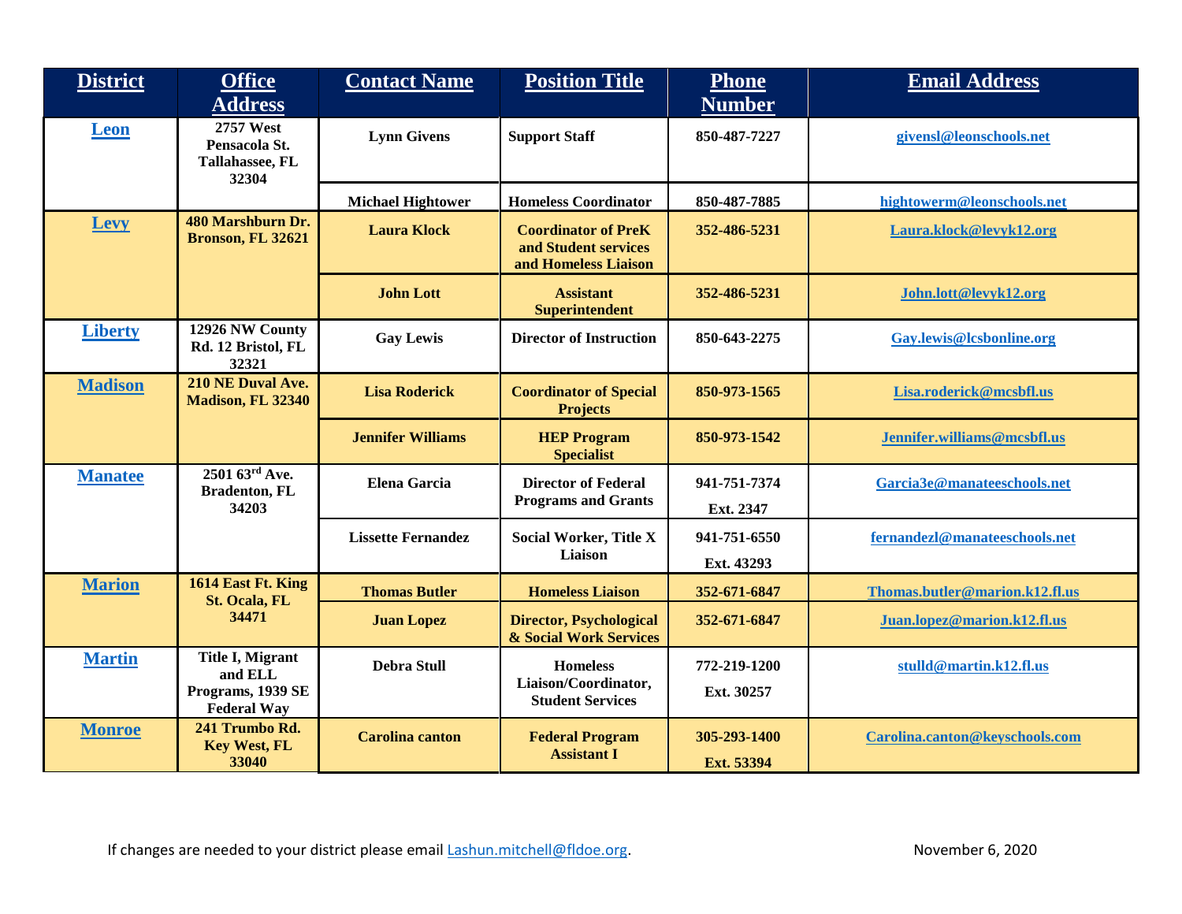| District | Office Address | Contact Name | Position Title | Phone Number | Email Address |
| --- | --- | --- | --- | --- | --- |
| Leon | 2757 West Pensacola St. Tallahassee, FL 32304 | Lynn Givens | Support Staff | 850-487-7227 | givensl@leonschools.net |
| | | Michael Hightower | Homeless Coordinator | 850-487-7885 | hightowerm@leonschools.net |
| Levy | 480 Marshburn Dr. Bronson, FL 32621 | Laura Klock | Coordinator of PreK and Student services and Homeless Liaison | 352-486-5231 | Laura.klock@levyk12.org |
| | | John Lott | Assistant Superintendent | 352-486-5231 | John.lott@levyk12.org |
| Liberty | 12926 NW County Rd. 12 Bristol, FL 32321 | Gay Lewis | Director of Instruction | 850-643-2275 | Gay.lewis@lcsbonline.org |
| Madison | 210 NE Duval Ave. Madison, FL 32340 | Lisa Roderick | Coordinator of Special Projects | 850-973-1565 | Lisa.roderick@mcsbfl.us |
| | | Jennifer Williams | HEP Program Specialist | 850-973-1542 | Jennifer.williams@mcsbfl.us |
| Manatee | 2501 63rd Ave. Bradenton, FL 34203 | Elena Garcia | Director of Federal Programs and Grants | 941-751-7374 Ext. 2347 | Garcia3e@manateeschools.net |
| | | Lissette Fernandez | Social Worker, Title X Liaison | 941-751-6550 Ext. 43293 | fernandezl@manateeschools.net |
| Marion | 1614 East Ft. King St. Ocala, FL 34471 | Thomas Butler | Homeless Liaison | 352-671-6847 | Thomas.butler@marion.k12.fl.us |
| | | Juan Lopez | Director, Psychological & Social Work Services | 352-671-6847 | Juan.lopez@marion.k12.fl.us |
| Martin | Title I, Migrant and ELL Programs, 1939 SE Federal Way | Debra Stull | Homeless Liaison/Coordinator, Student Services | 772-219-1200 Ext. 30257 | stulld@martin.k12.fl.us |
| Monroe | 241 Trumbo Rd. Key West, FL 33040 | Carolina canton | Federal Program Assistant I | 305-293-1400 Ext. 53394 | Carolina.canton@keyschools.com |

If changes are needed to your district please email Lashun.mitchell@fldoe.org.

November 6, 2020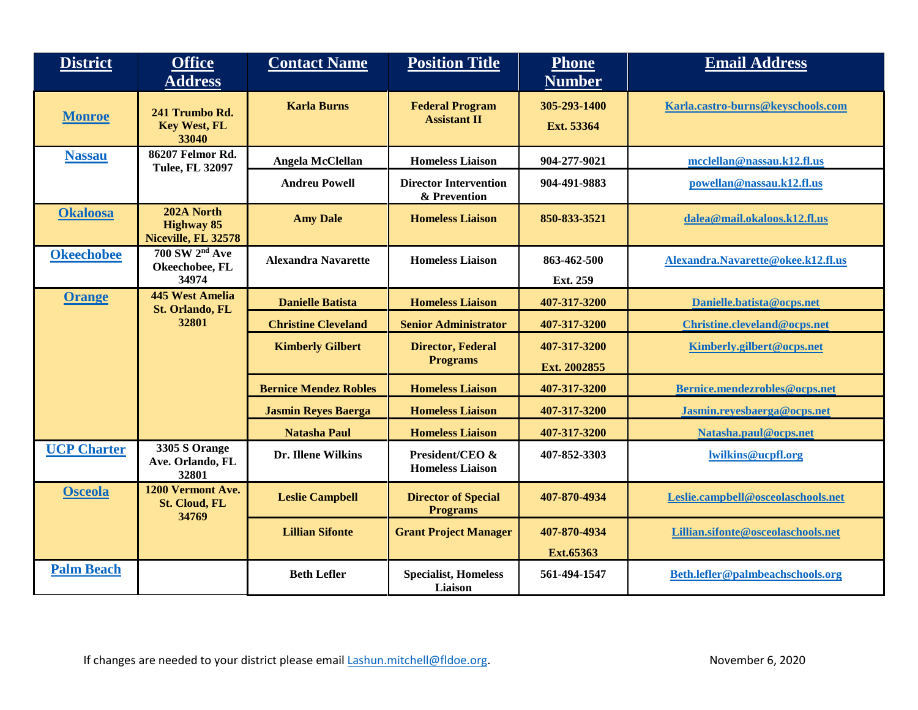| District | Office Address | Contact Name | Position Title | Phone Number | Email Address |
|---|---|---|---|---|---|
| Monroe | 241 Trumbo Rd. Key West, FL 33040 | Karla Burns | Federal Program Assistant II | 305-293-1400 Ext. 53364 | Karla.castro-burns@keyschools.com |
| Nassau | 86207 Felmor Rd. Tulee, FL 32097 | Angela McClellan | Homeless Liaison | 904-277-9021 | mcclellan@nassau.k12.fl.us |
| | | Andreu Powell | Director Intervention & Prevention | 904-491-9883 | powellan@nassau.k12.fl.us |
| Okaloosa | 202A North Highway 85 Niceville, FL 32578 | Amy Dale | Homeless Liaison | 850-833-3521 | dalea@mail.okaloos.k12.fl.us |
| Okeechobee | 700 SW 2nd Ave Okeechobee, FL 34974 | Alexandra Navarette | Homeless Liaison | 863-462-500 Ext. 259 | Alexandra.Navarette@okee.k12.fl.us |
| Orange | 445 West Amelia St. Orlando, FL 32801 | Danielle Batista | Homeless Liaison | 407-317-3200 | Danielle.batista@ocps.net |
| | | Christine Cleveland | Senior Administrator | 407-317-3200 | Christine.cleveland@ocps.net |
| | | Kimberly Gilbert | Director, Federal Programs | 407-317-3200 Ext. 2002855 | Kimberly.gilbert@ocps.net |
| | | Bernice Mendez Robles | Homeless Liaison | 407-317-3200 | Bernice.mendezrobles@ocps.net |
| | | Jasmin Reyes Baerga | Homeless Liaison | 407-317-3200 | Jasmin.reyesbaerga@ocps.net |
| | | Natasha Paul | Homeless Liaison | 407-317-3200 | Natasha.paul@ocps.net |
| UCP Charter | 3305 S Orange Ave. Orlando, FL 32801 | Dr. Illene Wilkins | President/CEO & Homeless Liaison | 407-852-3303 | lwilkins@ucpfl.org |
| Osceola | 1200 Vermont Ave. St. Cloud, FL 34769 | Leslie Campbell | Director of Special Programs | 407-870-4934 | Leslie.campbell@osceolaschools.net |
| | | Lillian Sifonte | Grant Project Manager | 407-870-4934 Ext.65363 | Lillian.sifonte@osceolaschools.net |
| Palm Beach | | Beth Lefler | Specialist, Homeless Liaison | 561-494-1547 | Beth.lefler@palmbeachschools.org |

If changes are needed to your district please email Lashun.mitchell@fldoe.org. November 6, 2020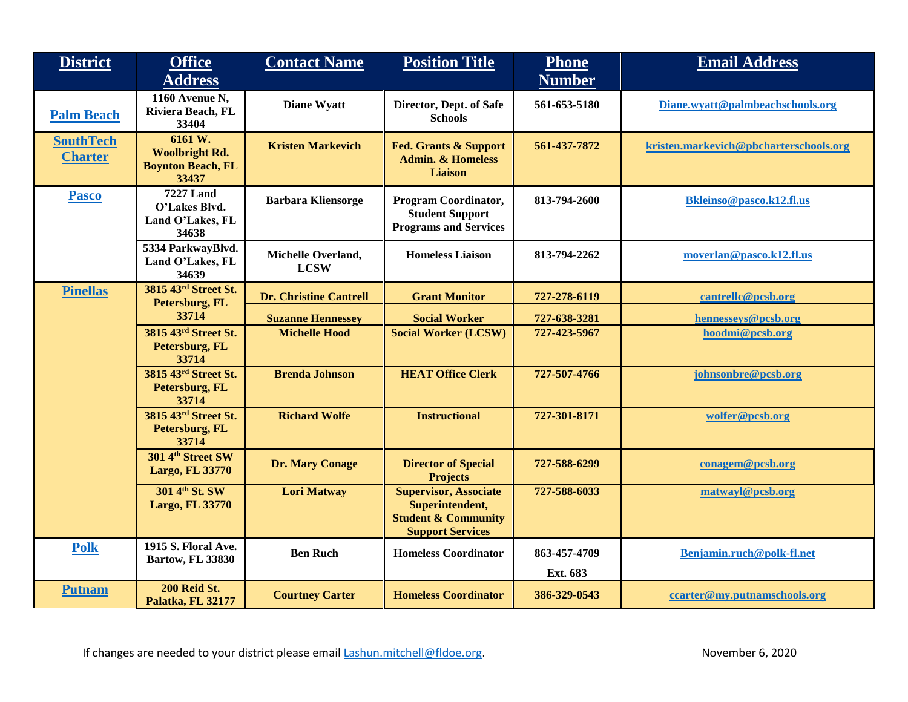| District | Office Address | Contact Name | Position Title | Phone Number | Email Address |
|---|---|---|---|---|---|
| Palm Beach | 1160 Avenue N, Riviera Beach, FL 33404 | Diane Wyatt | Director, Dept. of Safe Schools | 561-653-5180 | Diane.wyatt@palmbeachschools.org |
| SouthTech Charter | 6161 W. Woolbright Rd. Boynton Beach, FL 33437 | Kristen Markevich | Fed. Grants & Support Admin. & Homeless Liaison | 561-437-7872 | kristen.markevich@pbcharterschools.org |
| Pasco | 7227 Land O'Lakes Blvd. Land O'Lakes, FL 34638 | Barbara Kliensorge | Program Coordinator, Student Support Programs and Services | 813-794-2600 | Bkleinso@pasco.k12.fl.us |
| | 5334 ParkwayBlvd. Land O'Lakes, FL 34639 | Michelle Overland, LCSW | Homeless Liaison | 813-794-2262 | moverlan@pasco.k12.fl.us |
| Pinellas | 3815 43rd Street St. Petersburg, FL 33714 | Dr. Christine Cantrell | Grant Monitor | 727-278-6119 | cantrellc@pcsb.org |
| | | Suzanne Hennessey | Social Worker | 727-638-3281 | hennesseys@pcsb.org |
| | 3815 43rd Street St. Petersburg, FL 33714 | Michelle Hood | Social Worker (LCSW) | 727-423-5967 | hoodmi@pcsb.org |
| | 3815 43rd Street St. Petersburg, FL 33714 | Brenda Johnson | HEAT Office Clerk | 727-507-4766 | johnsonbre@pcsb.org |
| | 3815 43rd Street St. Petersburg, FL 33714 | Richard Wolfe | Instructional | 727-301-8171 | wolfer@pcsb.org |
| | 301 4th Street SW Largo, FL 33770 | Dr. Mary Conage | Director of Special Projects | 727-588-6299 | conagem@pcsb.org |
| | 301 4th St. SW Largo, FL 33770 | Lori Matway | Supervisor, Associate Superintendent, Student & Community Support Services | 727-588-6033 | matwayl@pcsb.org |
| Polk | 1915 S. Floral Ave. Bartow, FL 33830 | Ben Ruch | Homeless Coordinator | 863-457-4709 Ext. 683 | Benjamin.ruch@polk-fl.net |
| Putnam | 200 Reid St. Palatka, FL 32177 | Courtney Carter | Homeless Coordinator | 386-329-0543 | ccarter@my.putnamschools.org |

If changes are needed to your district please email Lashun.mitchell@fldoe.org.

November 6, 2020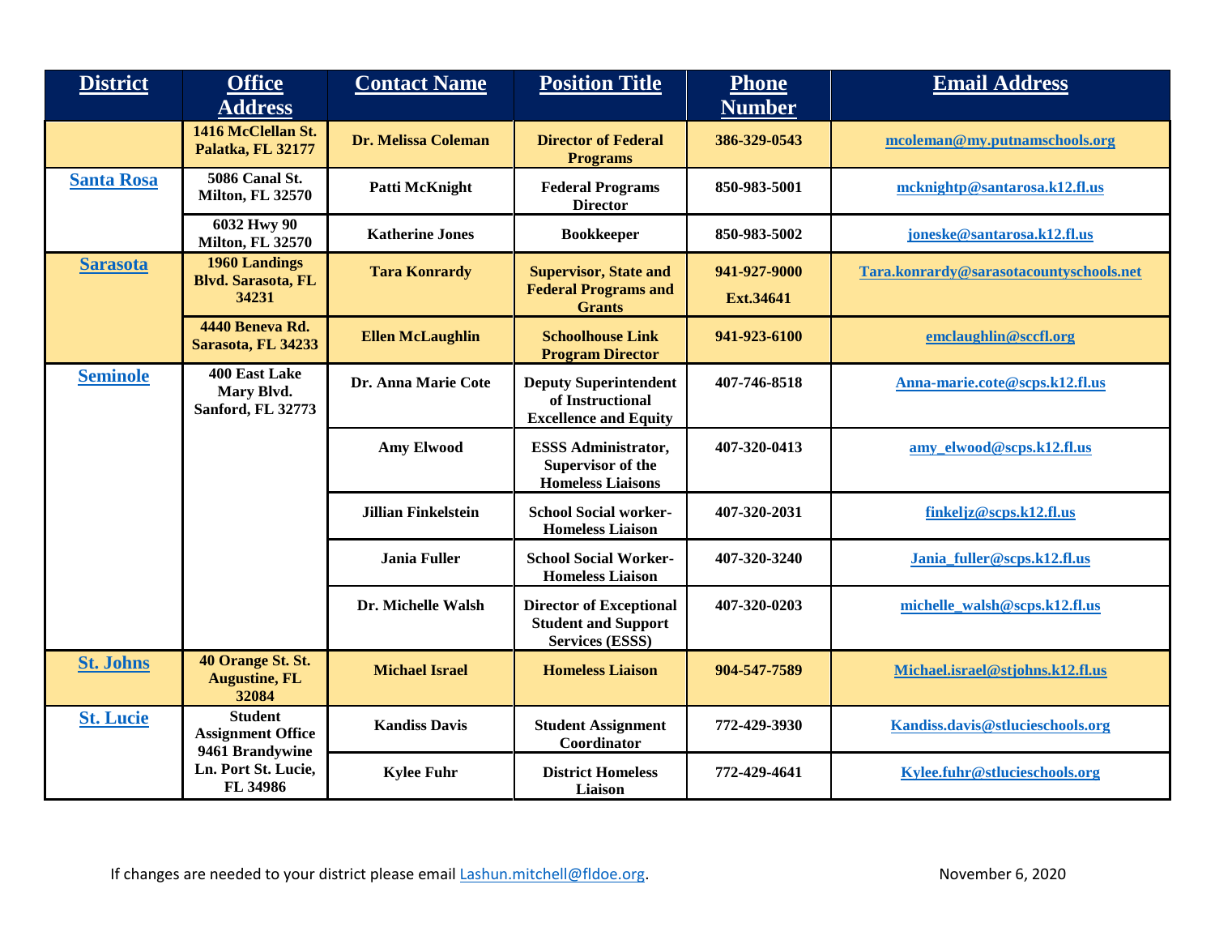| District | Office Address | Contact Name | Position Title | Phone Number | Email Address |
|---|---|---|---|---|---|
| | 1416 McClellan St. Palatka, FL 32177 | Dr. Melissa Coleman | Director of Federal Programs | 386-329-0543 | mcoleman@my.putnamschools.org |
| Santa Rosa | 5086 Canal St. Milton, FL 32570 | Patti McKnight | Federal Programs Director | 850-983-5001 | mcknightp@santarosa.k12.fl.us |
| | 6032 Hwy 90 Milton, FL 32570 | Katherine Jones | Bookkeeper | 850-983-5002 | joneske@santarosa.k12.fl.us |
| Sarasota | 1960 Landings Blvd. Sarasota, FL 34231 | Tara Konrardy | Supervisor, State and Federal Programs and Grants | 941-927-9000 Ext.34641 | Tara.konrardy@sarasotacountyschools.net |
| | 4440 Beneva Rd. Sarasota, FL 34233 | Ellen McLaughlin | Schoolhouse Link Program Director | 941-923-6100 | emclaughlin@sccfl.org |
| Seminole | 400 East Lake Mary Blvd. Sanford, FL 32773 | Dr. Anna Marie Cote | Deputy Superintendent of Instructional Excellence and Equity | 407-746-8518 | Anna-marie.cote@scps.k12.fl.us |
| | | Amy Elwood | ESSS Administrator, Supervisor of the Homeless Liaisons | 407-320-0413 | amy_elwood@scps.k12.fl.us |
| | | Jillian Finkelstein | School Social worker-Homeless Liaison | 407-320-2031 | finkeljz@scps.k12.fl.us |
| | | Jania Fuller | School Social Worker-Homeless Liaison | 407-320-3240 | Jania_fuller@scps.k12.fl.us |
| | | Dr. Michelle Walsh | Director of Exceptional Student and Support Services (ESSS) | 407-320-0203 | michelle_walsh@scps.k12.fl.us |
| St. Johns | 40 Orange St. St. Augustine, FL 32084 | Michael Israel | Homeless Liaison | 904-547-7589 | Michael.israel@stjohns.k12.fl.us |
| St. Lucie | Student Assignment Office 9461 Brandywine Ln. Port St. Lucie, FL 34986 | Kandiss Davis | Student Assignment Coordinator | 772-429-3930 | Kandiss.davis@stlucieschools.org |
| | | Kylee Fuhr | District Homeless Liaison | 772-429-4641 | Kylee.fuhr@stlucieschools.org |

If changes are needed to your district please email Lashun.mitchell@fldoe.org.

November 6, 2020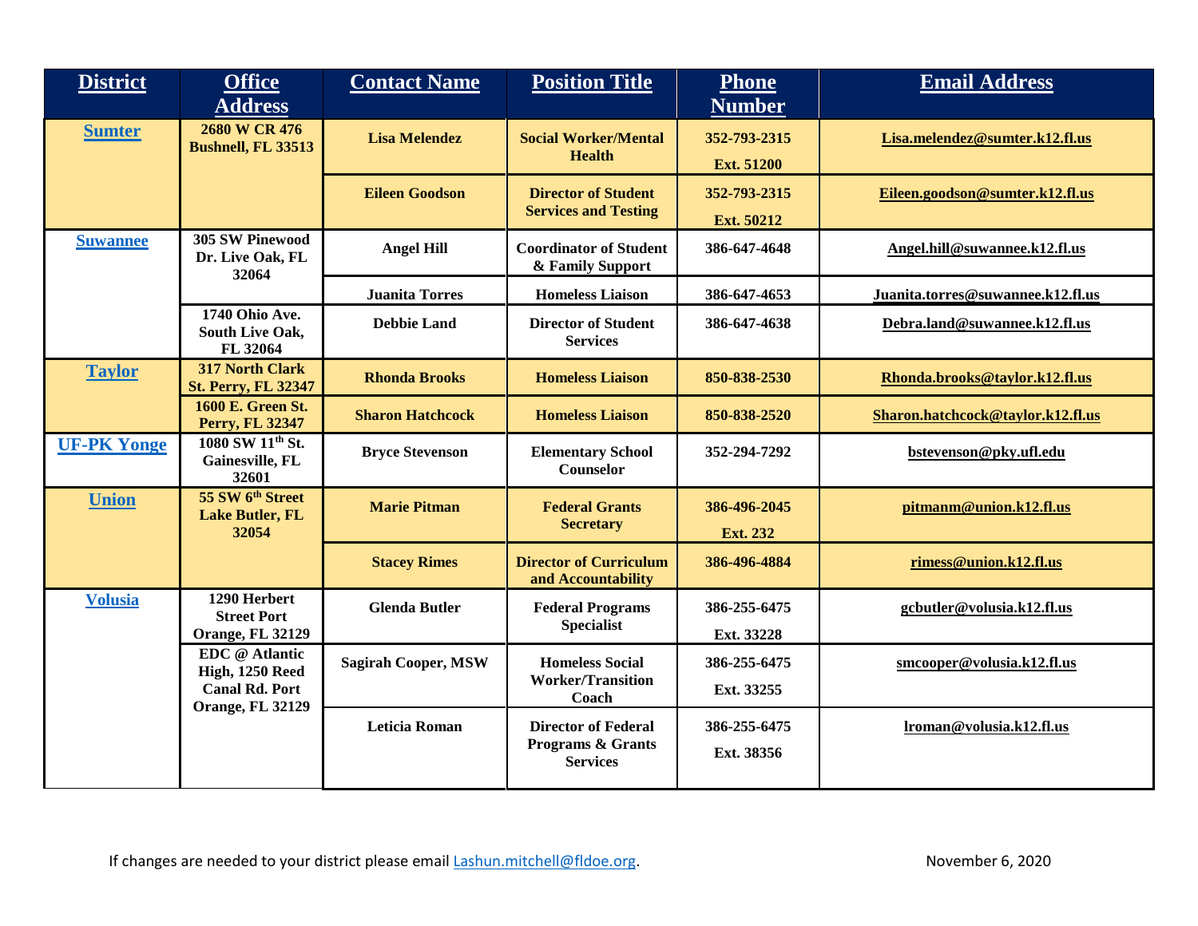| District | Office Address | Contact Name | Position Title | Phone Number | Email Address |
| --- | --- | --- | --- | --- | --- |
| Sumter | 2680 W CR 476 Bushnell, FL 33513 | Lisa Melendez | Social Worker/Mental Health | 352-793-2315 Ext. 51200 | Lisa.melendez@sumter.k12.fl.us |
| | | Eileen Goodson | Director of Student Services and Testing | 352-793-2315 Ext. 50212 | Eileen.goodson@sumter.k12.fl.us |
| Suwannee | 305 SW Pinewood Dr. Live Oak, FL 32064 | Angel Hill | Coordinator of Student & Family Support | 386-647-4648 | Angel.hill@suwannee.k12.fl.us |
| | | Juanita Torres | Homeless Liaison | 386-647-4653 | Juanita.torres@suwannee.k12.fl.us |
| | 1740 Ohio Ave. South Live Oak, FL 32064 | Debbie Land | Director of Student Services | 386-647-4638 | Debra.land@suwannee.k12.fl.us |
| Taylor | 317 North Clark St. Perry, FL 32347 | Rhonda Brooks | Homeless Liaison | 850-838-2530 | Rhonda.brooks@taylor.k12.fl.us |
| | 1600 E. Green St. Perry, FL 32347 | Sharon Hatchcock | Homeless Liaison | 850-838-2520 | Sharon.hatchcock@taylor.k12.fl.us |
| UF-PK Yonge | 1080 SW 11th St. Gainesville, FL 32601 | Bryce Stevenson | Elementary School Counselor | 352-294-7292 | bstevenson@pky.ufl.edu |
| Union | 55 SW 6th Street Lake Butler, FL 32054 | Marie Pitman | Federal Grants Secretary | 386-496-2045 Ext. 232 | pitmanm@union.k12.fl.us |
| | | Stacey Rimes | Director of Curriculum and Accountability | 386-496-4884 | rimess@union.k12.fl.us |
| Volusia | 1290 Herbert Street Port Orange, FL 32129 | Glenda Butler | Federal Programs Specialist | 386-255-6475 Ext. 33228 | gcbutler@volusia.k12.fl.us |
| | EDC @ Atlantic High, 1250 Reed Canal Rd. Port Orange, FL 32129 | Sagirah Cooper, MSW | Homeless Social Worker/Transition Coach | 386-255-6475 Ext. 33255 | smcooper@volusia.k12.fl.us |
| | | Leticia Roman | Director of Federal Programs & Grants Services | 386-255-6475 Ext. 38356 | lroman@volusia.k12.fl.us |

If changes are needed to your district please email Lashun.mitchell@fldoe.org.

November 6, 2020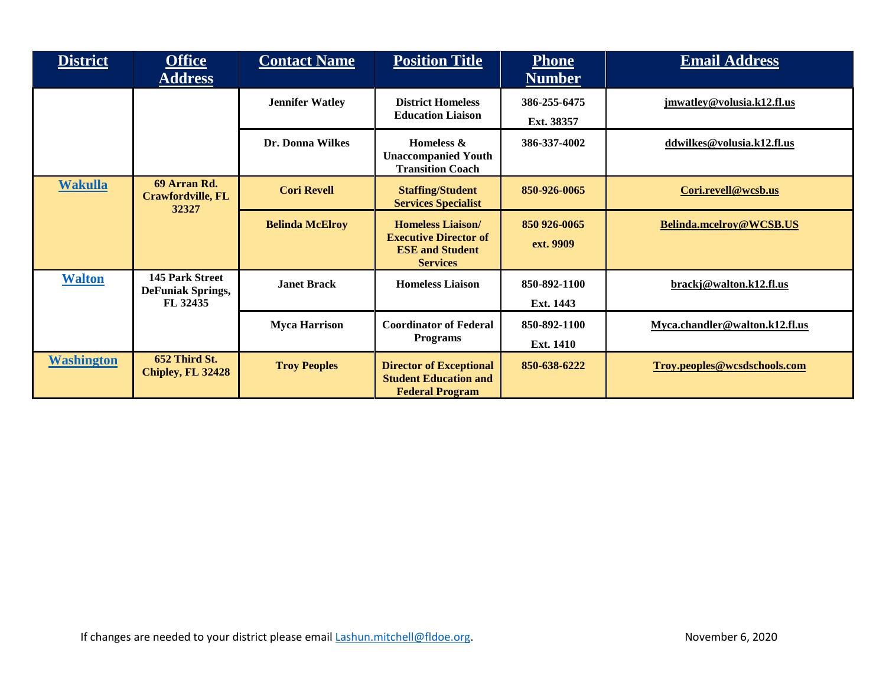| District | Office Address | Contact Name | Position Title | Phone Number | Email Address |
| --- | --- | --- | --- | --- | --- |
| | | **Jennifer Watley** | **District Homeless Education Liaison** | **386-255-6475 Ext. 38357** | **jmwatley@volusia.k12.fl.us** |
| | | **Dr. Donna Wilkes** | **Homeless & Unaccompanied Youth Transition Coach** | **386-337-4002** | **ddwilkes@volusia.k12.fl.us** |
| **Wakulla** | **69 Arran Rd. Crawfordville, FL 32327** | **Cori Revell** | **Staffing/Student Services Specialist** | **850-926-0065** | **Cori.revell@wcsb.us** |
| | | **Belinda McElroy** | **Homeless Liaison/ Executive Director of ESE and Student Services** | **850 926-0065 ext. 9909** | **Belinda.mcelroy@WCSB.US** |
| **Walton** | **145 Park Street DeFuniak Springs, FL 32435** | **Janet Brack** | **Homeless Liaison** | **850-892-1100 Ext. 1443** | **brackj@walton.k12.fl.us** |
| | | **Myca Harrison** | **Coordinator of Federal Programs** | **850-892-1100 Ext. 1410** | **Myca.chandler@walton.k12.fl.us** |
| **Washington** | **652 Third St. Chipley, FL 32428** | **Troy Peoples** | **Director of Exceptional Student Education and Federal Program** | **850-638-6222** | **Troy.peoples@wcsdschools.com** |

If changes are needed to your district please email Lashun.mitchell@fldoe.org.

November 6, 2020